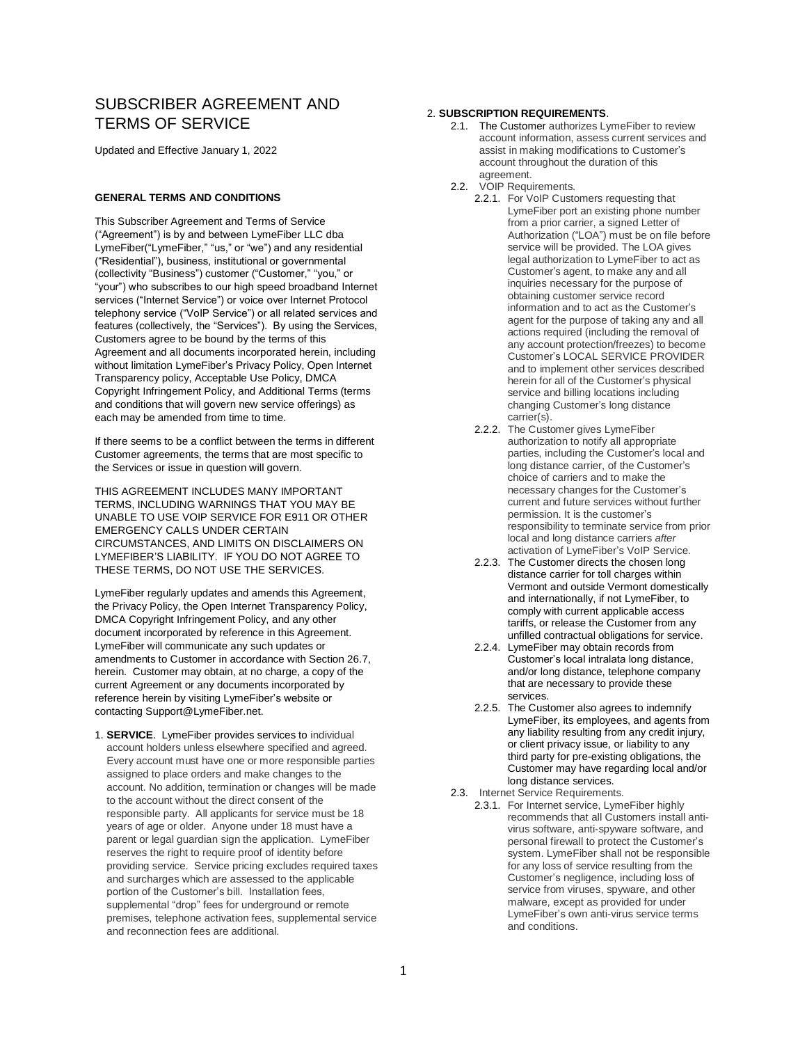# SUBSCRIBER AGREEMENT AND TERMS OF SERVICE

Updated and Effective January 1, 2022

**GENERAL TERMS AND CONDITIONS**

This Subscriber Agreement and Terms of Service ("Agreement") is by and between LymeFiber LLC dba LymeFiber("LymeFiber," "us," or "we") and any residential ("Residential"), business, institutional or governmental (collectivity "Business") customer ("Customer," "you," or "your") who subscribes to our high speed broadband Internet services ("Internet Service") or voice over Internet Protocol telephony service ("VoIP Service") or all related services and features (collectively, the "Services"). By using the Services, Customers agree to be bound by the terms of this Agreement and all documents incorporated herein, including without limitation LymeFiber's Privacy Policy, Open Internet Transparency policy, Acceptable Use Policy, DMCA Copyright Infringement Policy, and Additional Terms (terms and conditions that will govern new service offerings) as each may be amended from time to time.

If there seems to be a conflict between the terms in different Customer agreements, the terms that are most specific to the Services or issue in question will govern.

THIS AGREEMENT INCLUDES MANY IMPORTANT TERMS, INCLUDING WARNINGS THAT YOU MAY BE UNABLE TO USE VOIP SERVICE FOR E911 OR OTHER EMERGENCY CALLS UNDER CERTAIN CIRCUMSTANCES, AND LIMITS ON DISCLAIMERS ON LYMEFIBER'S LIABILITY. IF YOU DO NOT AGREE TO THESE TERMS, DO NOT USE THE SERVICES.

LymeFiber regularly updates and amends this Agreement, the Privacy Policy, the Open Internet Transparency Policy, DMCA Copyright Infringement Policy, and any other document incorporated by reference in this Agreement. LymeFiber will communicate any such updates or amendments to Customer in accordance with Section 26.7, herein. Customer may obtain, at no charge, a copy of the current Agreement or any documents incorporated by reference herein by visiting LymeFiber's website or contacting Support@LymeFiber.net.

1. **SERVICE**. LymeFiber provides services to individual account holders unless elsewhere specified and agreed. Every account must have one or more responsible parties assigned to place orders and make changes to the account. No addition, termination or changes will be made to the account without the direct consent of the responsible party. All applicants for service must be 18 years of age or older. Anyone under 18 must have a parent or legal guardian sign the application. LymeFiber reserves the right to require proof of identity before providing service. Service pricing excludes required taxes and surcharges which are assessed to the applicable portion of the Customer's bill. Installation fees, supplemental "drop" fees for underground or remote premises, telephone activation fees, supplemental service and reconnection fees are additional.

2. **SUBSCRIPTION REQUIREMENTS**.
   - 2.1. The Customer authorizes LymeFiber to review account information, assess current services and assist in making modifications to Customer's account throughout the duration of this agreement.
   - 2.2. VOIP Requirements.
     - 2.2.1. For VoIP Customers requesting that LymeFiber port an existing phone number from a prior carrier, a signed Letter of Authorization ("LOA") must be on file before service will be provided. The LOA gives legal authorization to LymeFiber to act as Customer's agent, to make any and all inquiries necessary for the purpose of obtaining customer service record information and to act as the Customer's agent for the purpose of taking any and all actions required (including the removal of any account protection/freezes) to become Customer's LOCAL SERVICE PROVIDER and to implement other services described herein for all of the Customer's physical service and billing locations including changing Customer's long distance carrier(s).
     - 2.2.2. The Customer gives LymeFiber authorization to notify all appropriate parties, including the Customer's local and long distance carrier, of the Customer's choice of carriers and to make the necessary changes for the Customer's current and future services without further permission. It is the customer's responsibility to terminate service from prior local and long distance carriers *after* activation of LymeFiber's VoIP Service.
     - 2.2.3. The Customer directs the chosen long distance carrier for toll charges within Vermont and outside Vermont domestically and internationally, if not LymeFiber, to comply with current applicable access tariffs, or release the Customer from any unfilled contractual obligations for service.
     - 2.2.4. LymeFiber may obtain records from Customer's local intralata long distance, and/or long distance, telephone company that are necessary to provide these services.
     - 2.2.5. The Customer also agrees to indemnify LymeFiber, its employees, and agents from any liability resulting from any credit injury, or client privacy issue, or liability to any third party for pre-existing obligations, the Customer may have regarding local and/or long distance services.
   - 2.3. Internet Service Requirements.
     - 2.3.1. For Internet service, LymeFiber highly recommends that all Customers install anti-virus software, anti-spyware software, and personal firewall to protect the Customer's system. LymeFiber shall not be responsible for any loss of service resulting from the Customer's negligence, including loss of service from viruses, spyware, and other malware, except as provided for under LymeFiber's own anti-virus service terms and conditions.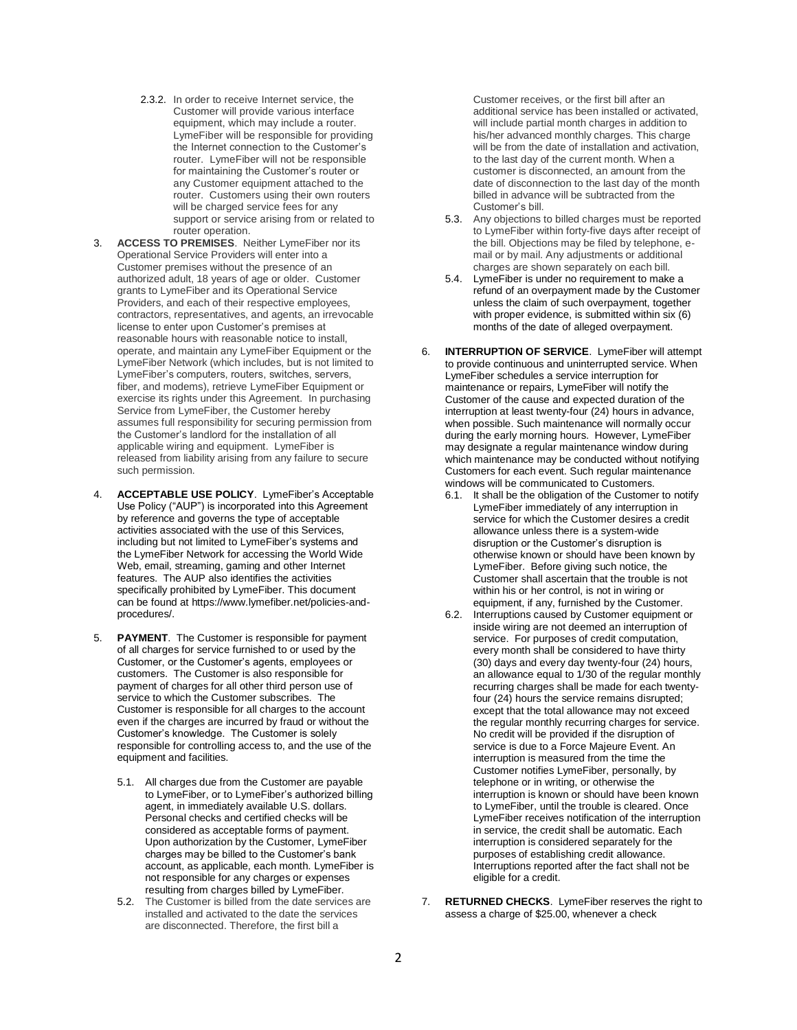2.3.2. In order to receive Internet service, the Customer will provide various interface equipment, which may include a router. LymeFiber will be responsible for providing the Internet connection to the Customer's router. LymeFiber will not be responsible for maintaining the Customer's router or any Customer equipment attached to the router. Customers using their own routers will be charged service fees for any support or service arising from or related to router operation.

3. **ACCESS TO PREMISES**. Neither LymeFiber nor its Operational Service Providers will enter into a Customer premises without the presence of an authorized adult, 18 years of age or older. Customer grants to LymeFiber and its Operational Service Providers, and each of their respective employees, contractors, representatives, and agents, an irrevocable license to enter upon Customer's premises at reasonable hours with reasonable notice to install, operate, and maintain any LymeFiber Equipment or the LymeFiber Network (which includes, but is not limited to LymeFiber's computers, routers, switches, servers, fiber, and modems), retrieve LymeFiber Equipment or exercise its rights under this Agreement. In purchasing Service from LymeFiber, the Customer hereby assumes full responsibility for securing permission from the Customer's landlord for the installation of all applicable wiring and equipment. LymeFiber is released from liability arising from any failure to secure such permission.

4. **ACCEPTABLE USE POLICY**. LymeFiber's Acceptable Use Policy ("AUP") is incorporated into this Agreement by reference and governs the type of acceptable activities associated with the use of this Services, including but not limited to LymeFiber's systems and the LymeFiber Network for accessing the World Wide Web, email, streaming, gaming and other Internet features. The AUP also identifies the activities specifically prohibited by LymeFiber. This document can be found at https://www.lymefiber.net/policies-and-procedures/.

5. **PAYMENT**. The Customer is responsible for payment of all charges for service furnished to or used by the Customer, or the Customer's agents, employees or customers. The Customer is also responsible for payment of charges for all other third person use of service to which the Customer subscribes. The Customer is responsible for all charges to the account even if the charges are incurred by fraud or without the Customer's knowledge. The Customer is solely responsible for controlling access to, and the use of the equipment and facilities.

   5.1. All charges due from the Customer are payable to LymeFiber, or to LymeFiber's authorized billing agent, in immediately available U.S. dollars. Personal checks and certified checks will be considered as acceptable forms of payment. Upon authorization by the Customer, LymeFiber charges may be billed to the Customer's bank account, as applicable, each month. LymeFiber is not responsible for any charges or expenses resulting from charges billed by LymeFiber.

   5.2. The Customer is billed from the date services are installed and activated to the date the services are disconnected. Therefore, the first bill a Customer receives, or the first bill after an additional service has been installed or activated, will include partial month charges in addition to his/her advanced monthly charges. This charge will be from the date of installation and activation, to the last day of the current month. When a customer is disconnected, an amount from the date of disconnection to the last day of the month billed in advance will be subtracted from the Customer's bill.

   5.3. Any objections to billed charges must be reported to LymeFiber within forty-five days after receipt of the bill. Objections may be filed by telephone, e-mail or by mail. Any adjustments or additional charges are shown separately on each bill.

   5.4. LymeFiber is under no requirement to make a refund of an overpayment made by the Customer unless the claim of such overpayment, together with proper evidence, is submitted within six (6) months of the date of alleged overpayment.

6. **INTERRUPTION OF SERVICE**. LymeFiber will attempt to provide continuous and uninterrupted service. When LymeFiber schedules a service interruption for maintenance or repairs, LymeFiber will notify the Customer of the cause and expected duration of the interruption at least twenty-four (24) hours in advance, when possible. Such maintenance will normally occur during the early morning hours. However, LymeFiber may designate a regular maintenance window during which maintenance may be conducted without notifying Customers for each event. Such regular maintenance windows will be communicated to Customers.

   6.1. It shall be the obligation of the Customer to notify LymeFiber immediately of any interruption in service for which the Customer desires a credit allowance unless there is a system-wide disruption or the Customer's disruption is otherwise known or should have been known by LymeFiber. Before giving such notice, the Customer shall ascertain that the trouble is not within his or her control, is not in wiring or equipment, if any, furnished by the Customer.

   6.2. Interruptions caused by Customer equipment or inside wiring are not deemed an interruption of service. For purposes of credit computation, every month shall be considered to have thirty (30) days and every day twenty-four (24) hours, an allowance equal to 1/30 of the regular monthly recurring charges shall be made for each twenty-four (24) hours the service remains disrupted; except that the total allowance may not exceed the regular monthly recurring charges for service. No credit will be provided if the disruption of service is due to a Force Majeure Event. An interruption is measured from the time the Customer notifies LymeFiber, personally, by telephone or in writing, or otherwise the interruption is known or should have been known to LymeFiber, until the trouble is cleared. Once LymeFiber receives notification of the interruption in service, the credit shall be automatic. Each interruption is considered separately for the purposes of establishing credit allowance. Interruptions reported after the fact shall not be eligible for a credit.

7. **RETURNED CHECKS**. LymeFiber reserves the right to assess a charge of $25.00, whenever a check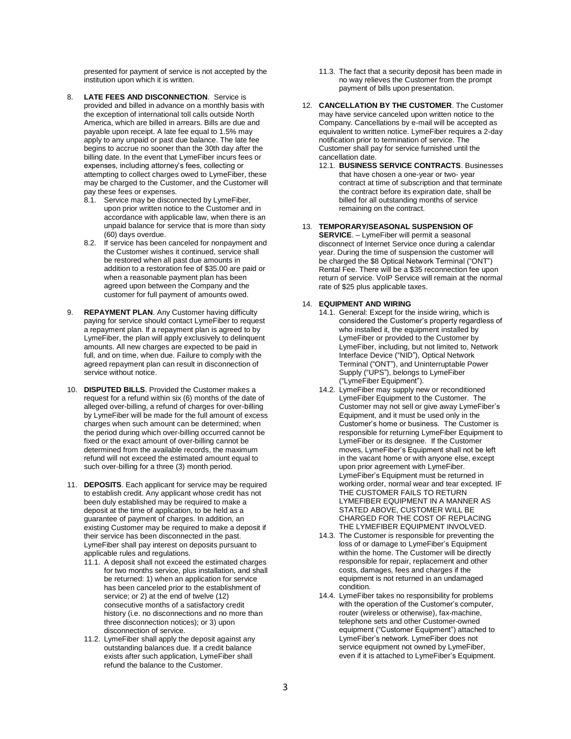presented for payment of service is not accepted by the institution upon which it is written.

8. **LATE FEES AND DISCONNECTION**. Service is provided and billed in advance on a monthly basis with the exception of international toll calls outside North America, which are billed in arrears. Bills are due and payable upon receipt. A late fee equal to 1.5% may apply to any unpaid or past due balance. The late fee begins to accrue no sooner than the 30th day after the billing date. In the event that LymeFiber incurs fees or expenses, including attorney's fees, collecting or attempting to collect charges owed to LymeFiber, these may be charged to the Customer, and the Customer will pay these fees or expenses.
   - 8.1. Service may be disconnected by LymeFiber, upon prior written notice to the Customer and in accordance with applicable law, when there is an unpaid balance for service that is more than sixty (60) days overdue.
   - 8.2. If service has been canceled for nonpayment and the Customer wishes it continued, service shall be restored when all past due amounts in addition to a restoration fee of $35.00 are paid or when a reasonable payment plan has been agreed upon between the Company and the customer for full payment of amounts owed.

9. **REPAYMENT PLAN**. Any Customer having difficulty paying for service should contact LymeFiber to request a repayment plan. If a repayment plan is agreed to by LymeFiber, the plan will apply exclusively to delinquent amounts. All new charges are expected to be paid in full, and on time, when due. Failure to comply with the agreed repayment plan can result in disconnection of service without notice.

10. **DISPUTED BILLS**. Provided the Customer makes a request for a refund within six (6) months of the date of alleged over-billing, a refund of charges for over-billing by LymeFiber will be made for the full amount of excess charges when such amount can be determined; when the period during which over-billing occurred cannot be fixed or the exact amount of over-billing cannot be determined from the available records, the maximum refund will not exceed the estimated amount equal to such over-billing for a three (3) month period.

11. **DEPOSITS**. Each applicant for service may be required to establish credit. Any applicant whose credit has not been duly established may be required to make a deposit at the time of application, to be held as a guarantee of payment of charges. In addition, an existing Customer may be required to make a deposit if their service has been disconnected in the past. LymeFiber shall pay interest on deposits pursuant to applicable rules and regulations.
   - 11.1. A deposit shall not exceed the estimated charges for two months service, plus installation, and shall be returned: 1) when an application for service has been canceled prior to the establishment of service; or 2) at the end of twelve (12) consecutive months of a satisfactory credit history (i.e. no disconnections and no more than three disconnection notices); or 3) upon disconnection of service.
   - 11.2. LymeFiber shall apply the deposit against any outstanding balances due. If a credit balance exists after such application, LymeFiber shall refund the balance to the Customer.
   - 11.3. The fact that a security deposit has been made in no way relieves the Customer from the prompt payment of bills upon presentation.

12. **CANCELLATION BY THE CUSTOMER**. The Customer may have service canceled upon written notice to the Company. Cancellations by e-mail will be accepted as equivalent to written notice. LymeFiber requires a 2-day notification prior to termination of service. The Customer shall pay for service furnished until the cancellation date.
   - 12.1. **BUSINESS SERVICE CONTRACTS**. Businesses that have chosen a one-year or two- year contract at time of subscription and that terminate the contract before its expiration date, shall be billed for all outstanding months of service remaining on the contract.

13. **TEMPORARY/SEASONAL SUSPENSION OF SERVICE**. – LymeFiber will permit a seasonal disconnect of Internet Service once during a calendar year. During the time of suspension the customer will be charged the $8 Optical Network Terminal ("ONT") Rental Fee. There will be a $35 reconnection fee upon return of service. VoIP Service will remain at the normal rate of $25 plus applicable taxes.

14. **EQUIPMENT AND WIRING**
   - 14.1. General: Except for the inside wiring, which is considered the Customer's property regardless of who installed it, the equipment installed by LymeFiber or provided to the Customer by LymeFiber, including, but not limited to, Network Interface Device ("NID"), Optical Network Terminal ("ONT"), and Uninterruptable Power Supply ("UPS"), belongs to LymeFiber ("LymeFiber Equipment").
   - 14.2. LymeFiber may supply new or reconditioned LymeFiber Equipment to the Customer. The Customer may not sell or give away LymeFiber's Equipment, and it must be used only in the Customer's home or business. The Customer is responsible for returning LymeFiber Equipment to LymeFiber or its designee. If the Customer moves, LymeFiber's Equipment shall not be left in the vacant home or with anyone else, except upon prior agreement with LymeFiber. LymeFiber's Equipment must be returned in working order, normal wear and tear excepted. IF THE CUSTOMER FAILS TO RETURN LYMEFIBER EQUIPMENT IN A MANNER AS STATED ABOVE, CUSTOMER WILL BE CHARGED FOR THE COST OF REPLACING THE LYMEFIBER EQUIPMENT INVOLVED.
   - 14.3. The Customer is responsible for preventing the loss of or damage to LymeFiber's Equipment within the home. The Customer will be directly responsible for repair, replacement and other costs, damages, fees and charges if the equipment is not returned in an undamaged condition.
   - 14.4. LymeFiber takes no responsibility for problems with the operation of the Customer's computer, router (wireless or otherwise), fax-machine, telephone sets and other Customer-owned equipment ("Customer Equipment") attached to LymeFiber's network. LymeFiber does not service equipment not owned by LymeFiber, even if it is attached to LymeFiber's Equipment.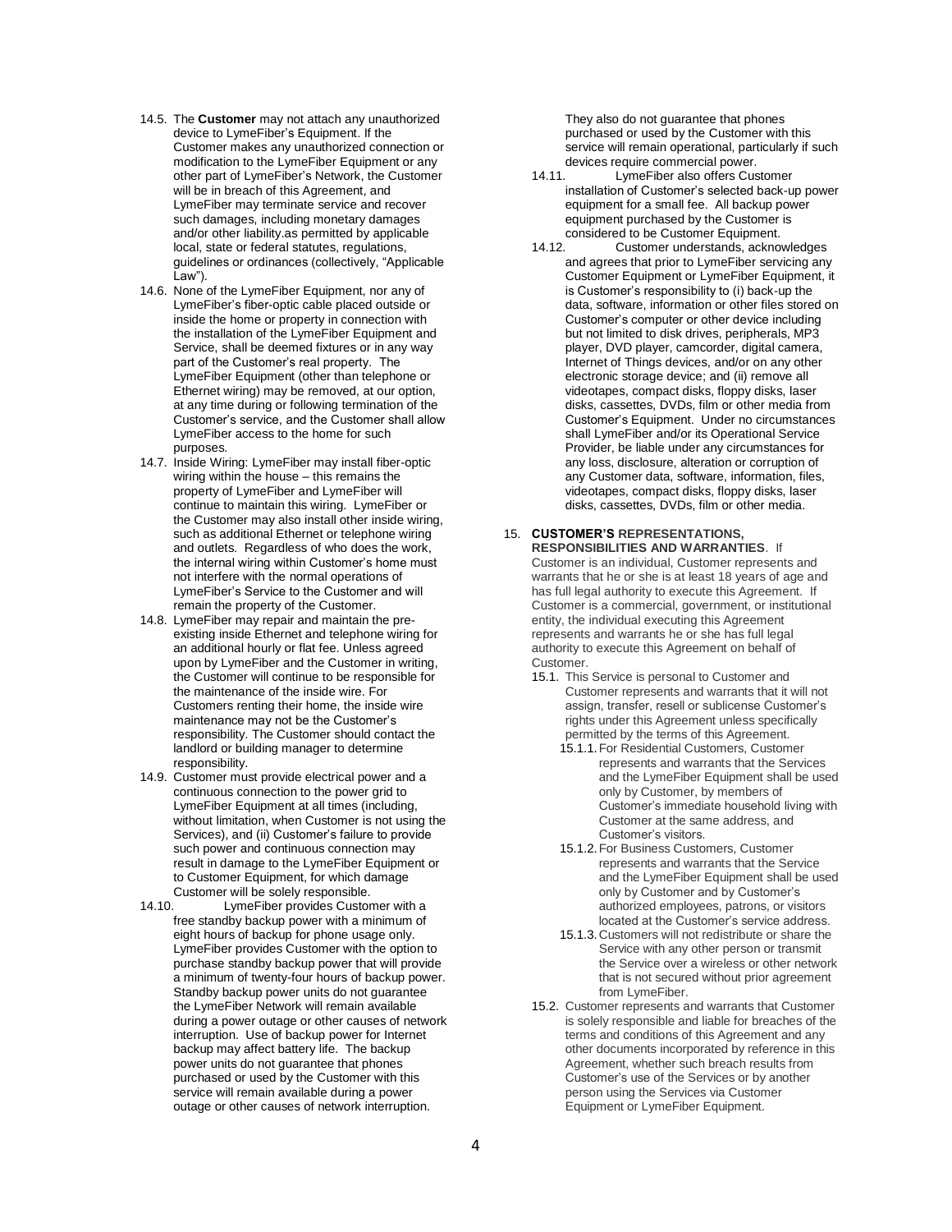14.5. The **Customer** may not attach any unauthorized device to LymeFiber's Equipment. If the Customer makes any unauthorized connection or modification to the LymeFiber Equipment or any other part of LymeFiber's Network, the Customer will be in breach of this Agreement, and LymeFiber may terminate service and recover such damages, including monetary damages and/or other liability.as permitted by applicable local, state or federal statutes, regulations, guidelines or ordinances (collectively, "Applicable Law").

14.6. None of the LymeFiber Equipment, nor any of LymeFiber's fiber-optic cable placed outside or inside the home or property in connection with the installation of the LymeFiber Equipment and Service, shall be deemed fixtures or in any way part of the Customer's real property. The LymeFiber Equipment (other than telephone or Ethernet wiring) may be removed, at our option, at any time during or following termination of the Customer's service, and the Customer shall allow LymeFiber access to the home for such purposes.

14.7. Inside Wiring: LymeFiber may install fiber-optic wiring within the house – this remains the property of LymeFiber and LymeFiber will continue to maintain this wiring. LymeFiber or the Customer may also install other inside wiring, such as additional Ethernet or telephone wiring and outlets. Regardless of who does the work, the internal wiring within Customer's home must not interfere with the normal operations of LymeFiber's Service to the Customer and will remain the property of the Customer.

14.8. LymeFiber may repair and maintain the pre-existing inside Ethernet and telephone wiring for an additional hourly or flat fee. Unless agreed upon by LymeFiber and the Customer in writing, the Customer will continue to be responsible for the maintenance of the inside wire. For Customers renting their home, the inside wire maintenance may not be the Customer's responsibility. The Customer should contact the landlord or building manager to determine responsibility.

14.9. Customer must provide electrical power and a continuous connection to the power grid to LymeFiber Equipment at all times (including, without limitation, when Customer is not using the Services), and (ii) Customer's failure to provide such power and continuous connection may result in damage to the LymeFiber Equipment or to Customer Equipment, for which damage Customer will be solely responsible.

14.10. LymeFiber provides Customer with a free standby backup power with a minimum of eight hours of backup for phone usage only. LymeFiber provides Customer with the option to purchase standby backup power that will provide a minimum of twenty-four hours of backup power. Standby backup power units do not guarantee the LymeFiber Network will remain available during a power outage or other causes of network interruption. Use of backup power for Internet backup may affect battery life. The backup power units do not guarantee that phones purchased or used by the Customer with this service will remain available during a power outage or other causes of network interruption. They also do not guarantee that phones purchased or used by the Customer with this service will remain operational, particularly if such devices require commercial power.

14.11. LymeFiber also offers Customer installation of Customer's selected back-up power equipment for a small fee. All backup power equipment purchased by the Customer is considered to be Customer Equipment.

14.12. Customer understands, acknowledges and agrees that prior to LymeFiber servicing any Customer Equipment or LymeFiber Equipment, it is Customer's responsibility to (i) back-up the data, software, information or other files stored on Customer's computer or other device including but not limited to disk drives, peripherals, MP3 player, DVD player, camcorder, digital camera, Internet of Things devices, and/or on any other electronic storage device; and (ii) remove all videotapes, compact disks, floppy disks, laser disks, cassettes, DVDs, film or other media from Customer's Equipment. Under no circumstances shall LymeFiber and/or its Operational Service Provider, be liable under any circumstances for any loss, disclosure, alteration or corruption of any Customer data, software, information, files, videotapes, compact disks, floppy disks, laser disks, cassettes, DVDs, film or other media.

15. **CUSTOMER'S REPRESENTATIONS, RESPONSIBILITIES AND WARRANTIES**. If Customer is an individual, Customer represents and warrants that he or she is at least 18 years of age and has full legal authority to execute this Agreement. If Customer is a commercial, government, or institutional entity, the individual executing this Agreement represents and warrants he or she has full legal authority to execute this Agreement on behalf of Customer.

15.1. This Service is personal to Customer and Customer represents and warrants that it will not assign, transfer, resell or sublicense Customer's rights under this Agreement unless specifically permitted by the terms of this Agreement.

15.1.1. For Residential Customers, Customer represents and warrants that the Services and the LymeFiber Equipment shall be used only by Customer, by members of Customer's immediate household living with Customer at the same address, and Customer's visitors.

15.1.2. For Business Customers, Customer represents and warrants that the Service and the LymeFiber Equipment shall be used only by Customer and by Customer's authorized employees, patrons, or visitors located at the Customer's service address.

15.1.3. Customers will not redistribute or share the Service with any other person or transmit the Service over a wireless or other network that is not secured without prior agreement from LymeFiber.

15.2. Customer represents and warrants that Customer is solely responsible and liable for breaches of the terms and conditions of this Agreement and any other documents incorporated by reference in this Agreement, whether such breach results from Customer's use of the Services or by another person using the Services via Customer Equipment or LymeFiber Equipment.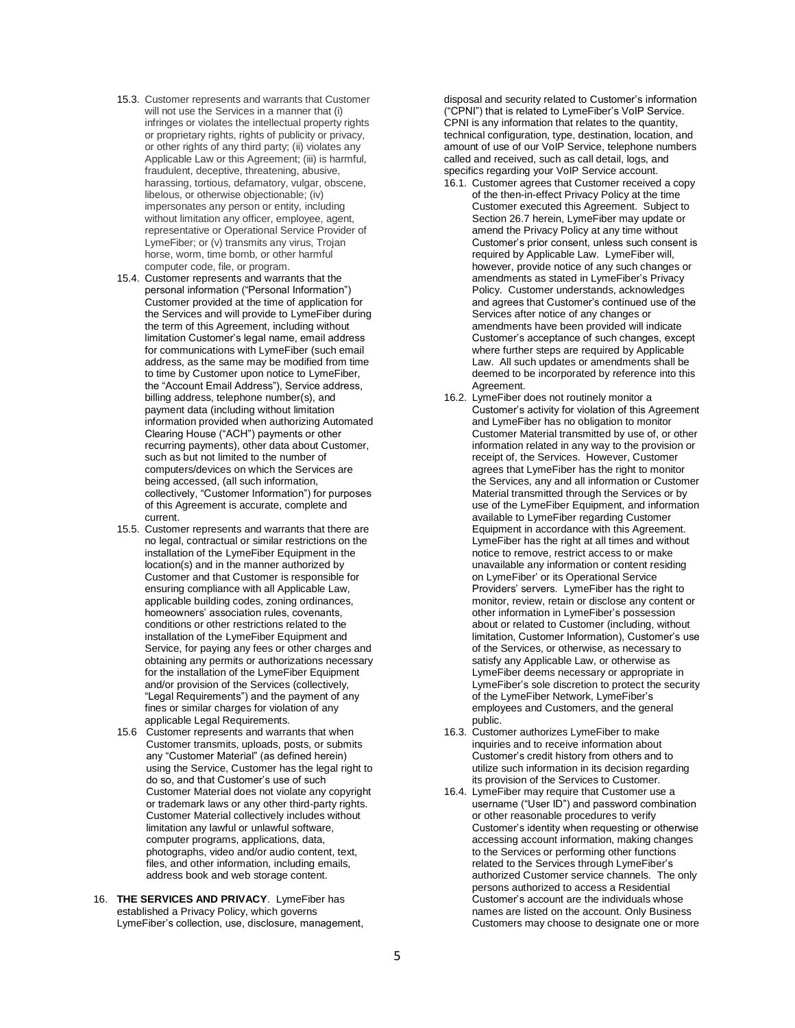15.3. Customer represents and warrants that Customer will not use the Services in a manner that (i) infringes or violates the intellectual property rights or proprietary rights, rights of publicity or privacy, or other rights of any third party; (ii) violates any Applicable Law or this Agreement; (iii) is harmful, fraudulent, deceptive, threatening, abusive, harassing, tortious, defamatory, vulgar, obscene, libelous, or otherwise objectionable; (iv) impersonates any person or entity, including without limitation any officer, employee, agent, representative or Operational Service Provider of LymeFiber; or (v) transmits any virus, Trojan horse, worm, time bomb, or other harmful computer code, file, or program.

15.4. Customer represents and warrants that the personal information ("Personal Information") Customer provided at the time of application for the Services and will provide to LymeFiber during the term of this Agreement, including without limitation Customer's legal name, email address for communications with LymeFiber (such email address, as the same may be modified from time to time by Customer upon notice to LymeFiber, the "Account Email Address"), Service address, billing address, telephone number(s), and payment data (including without limitation information provided when authorizing Automated Clearing House ("ACH") payments or other recurring payments), other data about Customer, such as but not limited to the number of computers/devices on which the Services are being accessed, (all such information, collectively, "Customer Information") for purposes of this Agreement is accurate, complete and current.

15.5. Customer represents and warrants that there are no legal, contractual or similar restrictions on the installation of the LymeFiber Equipment in the location(s) and in the manner authorized by Customer and that Customer is responsible for ensuring compliance with all Applicable Law, applicable building codes, zoning ordinances, homeowners' association rules, covenants, conditions or other restrictions related to the installation of the LymeFiber Equipment and Service, for paying any fees or other charges and obtaining any permits or authorizations necessary for the installation of the LymeFiber Equipment and/or provision of the Services (collectively, "Legal Requirements") and the payment of any fines or similar charges for violation of any applicable Legal Requirements.

15.6 Customer represents and warrants that when Customer transmits, uploads, posts, or submits any "Customer Material" (as defined herein) using the Service, Customer has the legal right to do so, and that Customer's use of such Customer Material does not violate any copyright or trademark laws or any other third-party rights. Customer Material collectively includes without limitation any lawful or unlawful software, computer programs, applications, data, photographs, video and/or audio content, text, files, and other information, including emails, address book and web storage content.

16. **THE SERVICES AND PRIVACY**. LymeFiber has established a Privacy Policy, which governs LymeFiber's collection, use, disclosure, management, disposal and security related to Customer's information ("CPNI") that is related to LymeFiber's VoIP Service. CPNI is any information that relates to the quantity, technical configuration, type, destination, location, and amount of use of our VoIP Service, telephone numbers called and received, such as call detail, logs, and specifics regarding your VoIP Service account.

16.1. Customer agrees that Customer received a copy of the then-in-effect Privacy Policy at the time Customer executed this Agreement. Subject to Section 26.7 herein, LymeFiber may update or amend the Privacy Policy at any time without Customer's prior consent, unless such consent is required by Applicable Law. LymeFiber will, however, provide notice of any such changes or amendments as stated in LymeFiber's Privacy Policy. Customer understands, acknowledges and agrees that Customer's continued use of the Services after notice of any changes or amendments have been provided will indicate Customer's acceptance of such changes, except where further steps are required by Applicable Law. All such updates or amendments shall be deemed to be incorporated by reference into this Agreement.

16.2. LymeFiber does not routinely monitor a Customer's activity for violation of this Agreement and LymeFiber has no obligation to monitor Customer Material transmitted by use of, or other information related in any way to the provision or receipt of, the Services. However, Customer agrees that LymeFiber has the right to monitor the Services, any and all information or Customer Material transmitted through the Services or by use of the LymeFiber Equipment, and information available to LymeFiber regarding Customer Equipment in accordance with this Agreement. LymeFiber has the right at all times and without notice to remove, restrict access to or make unavailable any information or content residing on LymeFiber' or its Operational Service Providers' servers. LymeFiber has the right to monitor, review, retain or disclose any content or other information in LymeFiber's possession about or related to Customer (including, without limitation, Customer Information), Customer's use of the Services, or otherwise, as necessary to satisfy any Applicable Law, or otherwise as LymeFiber deems necessary or appropriate in LymeFiber's sole discretion to protect the security of the LymeFiber Network, LymeFiber's employees and Customers, and the general public.

16.3. Customer authorizes LymeFiber to make inquiries and to receive information about Customer's credit history from others and to utilize such information in its decision regarding its provision of the Services to Customer.

16.4. LymeFiber may require that Customer use a username ("User ID") and password combination or other reasonable procedures to verify Customer's identity when requesting or otherwise accessing account information, making changes to the Services or performing other functions related to the Services through LymeFiber's authorized Customer service channels. The only persons authorized to access a Residential Customer's account are the individuals whose names are listed on the account. Only Business Customers may choose to designate one or more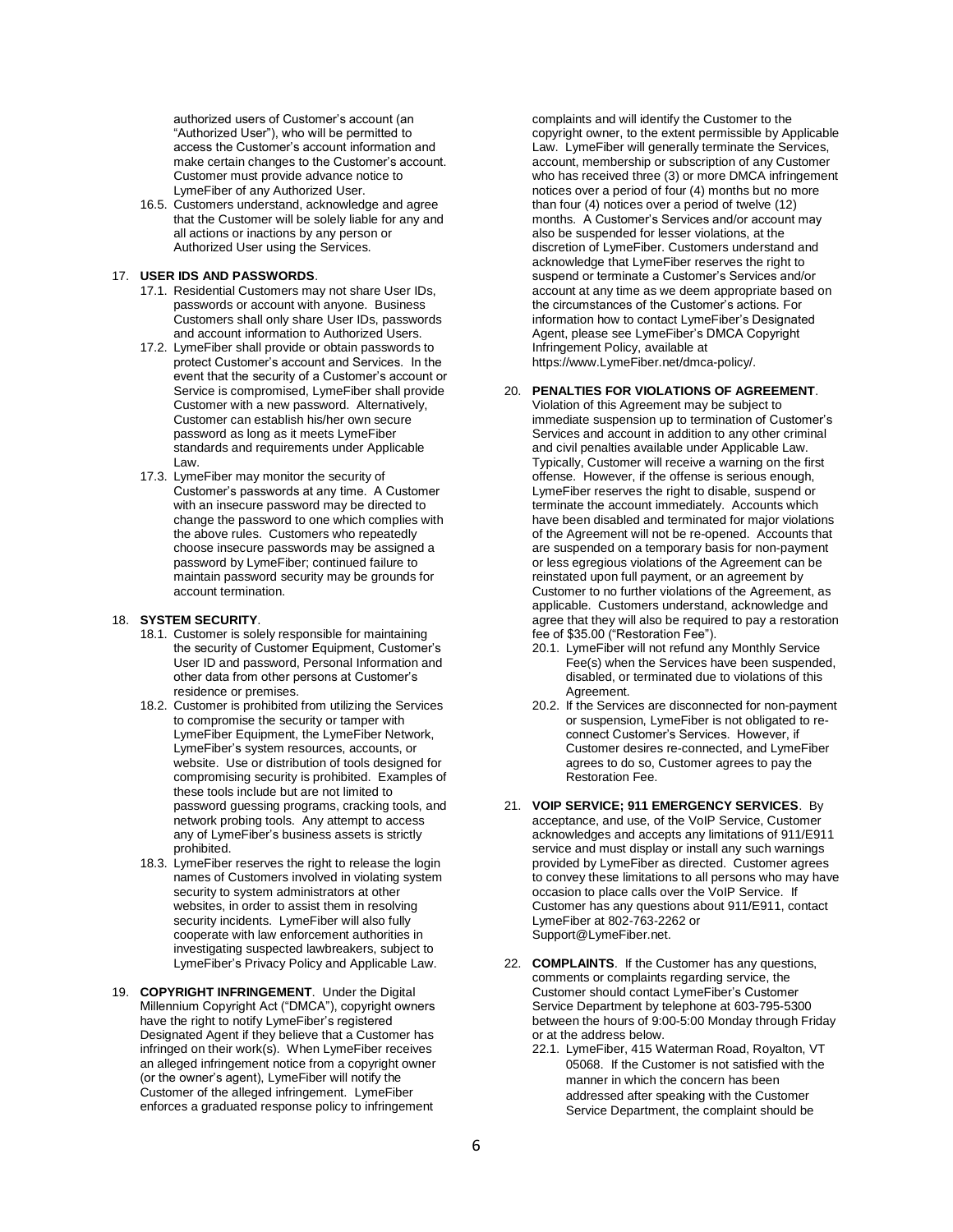authorized users of Customer's account (an "Authorized User"), who will be permitted to access the Customer's account information and make certain changes to the Customer's account. Customer must provide advance notice to LymeFiber of any Authorized User.

16.5. Customers understand, acknowledge and agree that the Customer will be solely liable for any and all actions or inactions by any person or Authorized User using the Services.

17. **USER IDS AND PASSWORDS**.

17.1. Residential Customers may not share User IDs, passwords or account with anyone. Business Customers shall only share User IDs, passwords and account information to Authorized Users.

17.2. LymeFiber shall provide or obtain passwords to protect Customer's account and Services. In the event that the security of a Customer's account or Service is compromised, LymeFiber shall provide Customer with a new password. Alternatively, Customer can establish his/her own secure password as long as it meets LymeFiber standards and requirements under Applicable Law.

17.3. LymeFiber may monitor the security of Customer's passwords at any time. A Customer with an insecure password may be directed to change the password to one which complies with the above rules. Customers who repeatedly choose insecure passwords may be assigned a password by LymeFiber; continued failure to maintain password security may be grounds for account termination.

18. **SYSTEM SECURITY**.

18.1. Customer is solely responsible for maintaining the security of Customer Equipment, Customer's User ID and password, Personal Information and other data from other persons at Customer's residence or premises.

18.2. Customer is prohibited from utilizing the Services to compromise the security or tamper with LymeFiber Equipment, the LymeFiber Network, LymeFiber's system resources, accounts, or website. Use or distribution of tools designed for compromising security is prohibited. Examples of these tools include but are not limited to password guessing programs, cracking tools, and network probing tools. Any attempt to access any of LymeFiber's business assets is strictly prohibited.

18.3. LymeFiber reserves the right to release the login names of Customers involved in violating system security to system administrators at other websites, in order to assist them in resolving security incidents. LymeFiber will also fully cooperate with law enforcement authorities in investigating suspected lawbreakers, subject to LymeFiber's Privacy Policy and Applicable Law.

19. **COPYRIGHT INFRINGEMENT**. Under the Digital Millennium Copyright Act ("DMCA"), copyright owners have the right to notify LymeFiber's registered Designated Agent if they believe that a Customer has infringed on their work(s). When LymeFiber receives an alleged infringement notice from a copyright owner (or the owner's agent), LymeFiber will notify the Customer of the alleged infringement. LymeFiber enforces a graduated response policy to infringement complaints and will identify the Customer to the copyright owner, to the extent permissible by Applicable Law. LymeFiber will generally terminate the Services, account, membership or subscription of any Customer who has received three (3) or more DMCA infringement notices over a period of four (4) months but no more than four (4) notices over a period of twelve (12) months. A Customer's Services and/or account may also be suspended for lesser violations, at the discretion of LymeFiber. Customers understand and acknowledge that LymeFiber reserves the right to suspend or terminate a Customer's Services and/or account at any time as we deem appropriate based on the circumstances of the Customer's actions. For information how to contact LymeFiber's Designated Agent, please see LymeFiber's DMCA Copyright Infringement Policy, available at https://www.LymeFiber.net/dmca-policy/.

20. **PENALTIES FOR VIOLATIONS OF AGREEMENT**. Violation of this Agreement may be subject to immediate suspension up to termination of Customer's Services and account in addition to any other criminal and civil penalties available under Applicable Law. Typically, Customer will receive a warning on the first offense. However, if the offense is serious enough, LymeFiber reserves the right to disable, suspend or terminate the account immediately. Accounts which have been disabled and terminated for major violations of the Agreement will not be re-opened. Accounts that are suspended on a temporary basis for non-payment or less egregious violations of the Agreement can be reinstated upon full payment, or an agreement by Customer to no further violations of the Agreement, as applicable. Customers understand, acknowledge and agree that they will also be required to pay a restoration fee of $35.00 ("Restoration Fee").

20.1. LymeFiber will not refund any Monthly Service Fee(s) when the Services have been suspended, disabled, or terminated due to violations of this Agreement.

20.2. If the Services are disconnected for non-payment or suspension, LymeFiber is not obligated to re-connect Customer's Services. However, if Customer desires re-connected, and LymeFiber agrees to do so, Customer agrees to pay the Restoration Fee.

21. **VOIP SERVICE; 911 EMERGENCY SERVICES**. By acceptance, and use, of the VoIP Service, Customer acknowledges and accepts any limitations of 911/E911 service and must display or install any such warnings provided by LymeFiber as directed. Customer agrees to convey these limitations to all persons who may have occasion to place calls over the VoIP Service. If Customer has any questions about 911/E911, contact LymeFiber at 802-763-2262 or Support@LymeFiber.net.

22. **COMPLAINTS**. If the Customer has any questions, comments or complaints regarding service, the Customer should contact LymeFiber's Customer Service Department by telephone at 603-795-5300 between the hours of 9:00-5:00 Monday through Friday or at the address below.

22.1. LymeFiber, 415 Waterman Road, Royalton, VT 05068. If the Customer is not satisfied with the manner in which the concern has been addressed after speaking with the Customer Service Department, the complaint should be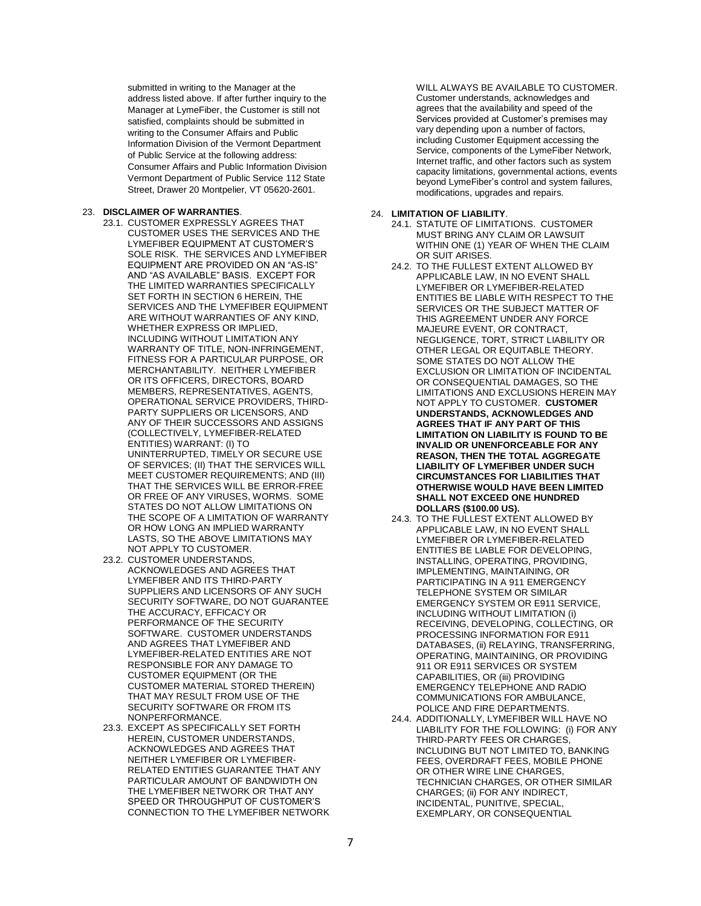submitted in writing to the Manager at the address listed above. If after further inquiry to the Manager at LymeFiber, the Customer is still not satisfied, complaints should be submitted in writing to the Consumer Affairs and Public Information Division of the Vermont Department of Public Service at the following address: Consumer Affairs and Public Information Division Vermont Department of Public Service 112 State Street, Drawer 20 Montpelier, VT 05620-2601.

23. **DISCLAIMER OF WARRANTIES**.

23.1. CUSTOMER EXPRESSLY AGREES THAT CUSTOMER USES THE SERVICES AND THE LYMEFIBER EQUIPMENT AT CUSTOMER'S SOLE RISK. THE SERVICES AND LYMEFIBER EQUIPMENT ARE PROVIDED ON AN "AS-IS" AND "AS AVAILABLE" BASIS. EXCEPT FOR THE LIMITED WARRANTIES SPECIFICALLY SET FORTH IN SECTION 6 HEREIN, THE SERVICES AND THE LYMEFIBER EQUIPMENT ARE WITHOUT WARRANTIES OF ANY KIND, WHETHER EXPRESS OR IMPLIED, INCLUDING WITHOUT LIMITATION ANY WARRANTY OF TITLE, NON-INFRINGEMENT, FITNESS FOR A PARTICULAR PURPOSE, OR MERCHANTABILITY. NEITHER LYMEFIBER OR ITS OFFICERS, DIRECTORS, BOARD MEMBERS, REPRESENTATIVES, AGENTS, OPERATIONAL SERVICE PROVIDERS, THIRD-PARTY SUPPLIERS OR LICENSORS, AND ANY OF THEIR SUCCESSORS AND ASSIGNS (COLLECTIVELY, LYMEFIBER-RELATED ENTITIES) WARRANT: (I) TO UNINTERRUPTED, TIMELY OR SECURE USE OF SERVICES; (II) THAT THE SERVICES WILL MEET CUSTOMER REQUIREMENTS; AND (III) THAT THE SERVICES WILL BE ERROR-FREE OR FREE OF ANY VIRUSES, WORMS. SOME STATES DO NOT ALLOW LIMITATIONS ON THE SCOPE OF A LIMITATION OF WARRANTY OR HOW LONG AN IMPLIED WARRANTY LASTS, SO THE ABOVE LIMITATIONS MAY NOT APPLY TO CUSTOMER.

23.2. CUSTOMER UNDERSTANDS, ACKNOWLEDGES AND AGREES THAT LYMEFIBER AND ITS THIRD-PARTY SUPPLIERS AND LICENSORS OF ANY SUCH SECURITY SOFTWARE, DO NOT GUARANTEE THE ACCURACY, EFFICACY OR PERFORMANCE OF THE SECURITY SOFTWARE. CUSTOMER UNDERSTANDS AND AGREES THAT LYMEFIBER AND LYMEFIBER-RELATED ENTITIES ARE NOT RESPONSIBLE FOR ANY DAMAGE TO CUSTOMER EQUIPMENT (OR THE CUSTOMER MATERIAL STORED THEREIN) THAT MAY RESULT FROM USE OF THE SECURITY SOFTWARE OR FROM ITS NONPERFORMANCE.

23.3. EXCEPT AS SPECIFICALLY SET FORTH HEREIN, CUSTOMER UNDERSTANDS, ACKNOWLEDGES AND AGREES THAT NEITHER LYMEFIBER OR LYMEFIBER-RELATED ENTITIES GUARANTEE THAT ANY PARTICULAR AMOUNT OF BANDWIDTH ON THE LYMEFIBER NETWORK OR THAT ANY SPEED OR THROUGHPUT OF CUSTOMER'S CONNECTION TO THE LYMEFIBER NETWORK WILL ALWAYS BE AVAILABLE TO CUSTOMER. Customer understands, acknowledges and agrees that the availability and speed of the Services provided at Customer's premises may vary depending upon a number of factors, including Customer Equipment accessing the Service, components of the LymeFiber Network, Internet traffic, and other factors such as system capacity limitations, governmental actions, events beyond LymeFiber's control and system failures, modifications, upgrades and repairs.

24. **LIMITATION OF LIABILITY**.

24.1. STATUTE OF LIMITATIONS. CUSTOMER MUST BRING ANY CLAIM OR LAWSUIT WITHIN ONE (1) YEAR OF WHEN THE CLAIM OR SUIT ARISES.

24.2. TO THE FULLEST EXTENT ALLOWED BY APPLICABLE LAW, IN NO EVENT SHALL LYMEFIBER OR LYMEFIBER-RELATED ENTITIES BE LIABLE WITH RESPECT TO THE SERVICES OR THE SUBJECT MATTER OF THIS AGREEMENT UNDER ANY FORCE MAJEURE EVENT, OR CONTRACT, NEGLIGENCE, TORT, STRICT LIABILITY OR OTHER LEGAL OR EQUITABLE THEORY. SOME STATES DO NOT ALLOW THE EXCLUSION OR LIMITATION OF INCIDENTAL OR CONSEQUENTIAL DAMAGES, SO THE LIMITATIONS AND EXCLUSIONS HEREIN MAY NOT APPLY TO CUSTOMER. **CUSTOMER UNDERSTANDS, ACKNOWLEDGES AND AGREES THAT IF ANY PART OF THIS LIMITATION ON LIABILITY IS FOUND TO BE INVALID OR UNENFORCEABLE FOR ANY REASON, THEN THE TOTAL AGGREGATE LIABILITY OF LYMEFIBER UNDER SUCH CIRCUMSTANCES FOR LIABILITIES THAT OTHERWISE WOULD HAVE BEEN LIMITED SHALL NOT EXCEED ONE HUNDRED DOLLARS ($100.00 US).**

24.3. TO THE FULLEST EXTENT ALLOWED BY APPLICABLE LAW, IN NO EVENT SHALL LYMEFIBER OR LYMEFIBER-RELATED ENTITIES BE LIABLE FOR DEVELOPING, INSTALLING, OPERATING, PROVIDING, IMPLEMENTING, MAINTAINING, OR PARTICIPATING IN A 911 EMERGENCY TELEPHONE SYSTEM OR SIMILAR EMERGENCY SYSTEM OR E911 SERVICE, INCLUDING WITHOUT LIMITATION (i) RECEIVING, DEVELOPING, COLLECTING, OR PROCESSING INFORMATION FOR E911 DATABASES, (ii) RELAYING, TRANSFERRING, OPERATING, MAINTAINING, OR PROVIDING 911 OR E911 SERVICES OR SYSTEM CAPABILITIES, OR (iii) PROVIDING EMERGENCY TELEPHONE AND RADIO COMMUNICATIONS FOR AMBULANCE, POLICE AND FIRE DEPARTMENTS.

24.4. ADDITIONALLY, LYMEFIBER WILL HAVE NO LIABILITY FOR THE FOLLOWING: (i) FOR ANY THIRD-PARTY FEES OR CHARGES, INCLUDING BUT NOT LIMITED TO, BANKING FEES, OVERDRAFT FEES, MOBILE PHONE OR OTHER WIRE LINE CHARGES, TECHNICIAN CHARGES, OR OTHER SIMILAR CHARGES; (ii) FOR ANY INDIRECT, INCIDENTAL, PUNITIVE, SPECIAL, EXEMPLARY, OR CONSEQUENTIAL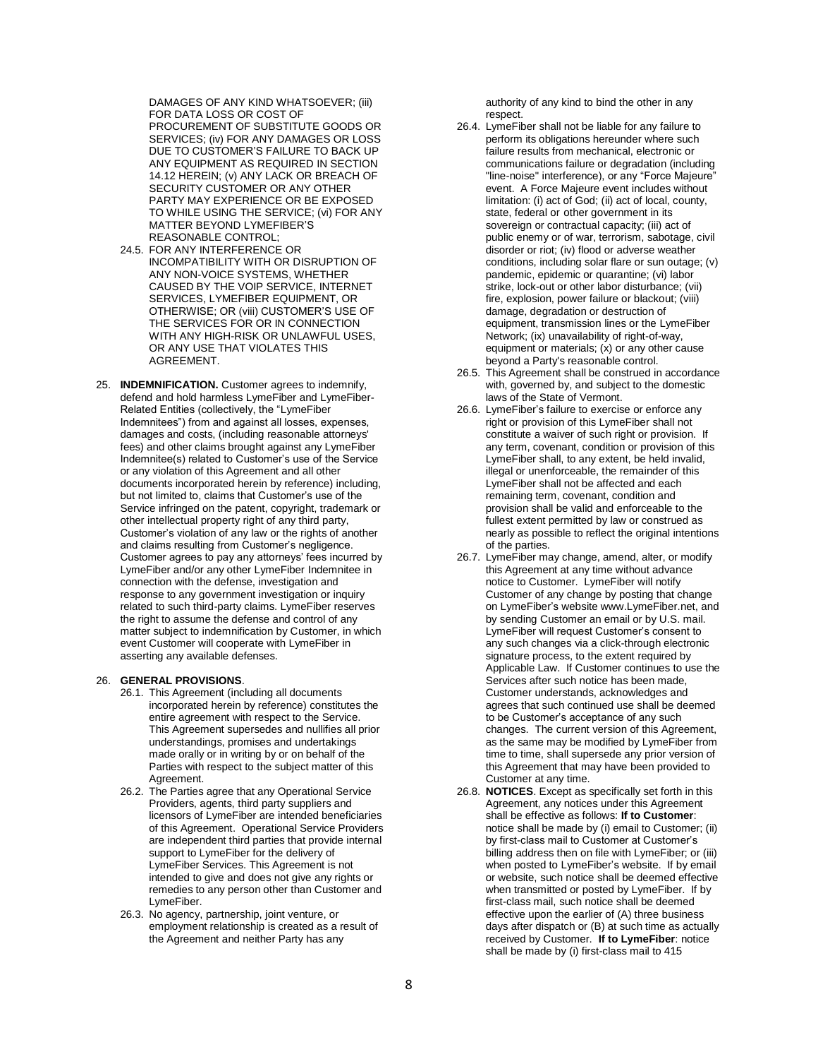DAMAGES OF ANY KIND WHATSOEVER; (iii) FOR DATA LOSS OR COST OF PROCUREMENT OF SUBSTITUTE GOODS OR SERVICES; (iv) FOR ANY DAMAGES OR LOSS DUE TO CUSTOMER'S FAILURE TO BACK UP ANY EQUIPMENT AS REQUIRED IN SECTION 14.12 HEREIN; (v) ANY LACK OR BREACH OF SECURITY CUSTOMER OR ANY OTHER PARTY MAY EXPERIENCE OR BE EXPOSED TO WHILE USING THE SERVICE; (vi) FOR ANY MATTER BEYOND LYMEFIBER'S REASONABLE CONTROL;

24.5. FOR ANY INTERFERENCE OR INCOMPATIBILITY WITH OR DISRUPTION OF ANY NON-VOICE SYSTEMS, WHETHER CAUSED BY THE VOIP SERVICE, INTERNET SERVICES, LYMEFIBER EQUIPMENT, OR OTHERWISE; OR (viii) CUSTOMER'S USE OF THE SERVICES FOR OR IN CONNECTION WITH ANY HIGH-RISK OR UNLAWFUL USES, OR ANY USE THAT VIOLATES THIS AGREEMENT.

25. **INDEMNIFICATION.** Customer agrees to indemnify, defend and hold harmless LymeFiber and LymeFiber-Related Entities (collectively, the "LymeFiber Indemnitees") from and against all losses, expenses, damages and costs, (including reasonable attorneys' fees) and other claims brought against any LymeFiber Indemnitee(s) related to Customer's use of the Service or any violation of this Agreement and all other documents incorporated herein by reference) including, but not limited to, claims that Customer's use of the Service infringed on the patent, copyright, trademark or other intellectual property right of any third party, Customer's violation of any law or the rights of another and claims resulting from Customer's negligence. Customer agrees to pay any attorneys' fees incurred by LymeFiber and/or any other LymeFiber Indemnitee in connection with the defense, investigation and response to any government investigation or inquiry related to such third-party claims. LymeFiber reserves the right to assume the defense and control of any matter subject to indemnification by Customer, in which event Customer will cooperate with LymeFiber in asserting any available defenses.

26. **GENERAL PROVISIONS**.

26.1. This Agreement (including all documents incorporated herein by reference) constitutes the entire agreement with respect to the Service. This Agreement supersedes and nullifies all prior understandings, promises and undertakings made orally or in writing by or on behalf of the Parties with respect to the subject matter of this Agreement.

26.2. The Parties agree that any Operational Service Providers, agents, third party suppliers and licensors of LymeFiber are intended beneficiaries of this Agreement. Operational Service Providers are independent third parties that provide internal support to LymeFiber for the delivery of LymeFiber Services. This Agreement is not intended to give and does not give any rights or remedies to any person other than Customer and LymeFiber.

26.3. No agency, partnership, joint venture, or employment relationship is created as a result of the Agreement and neither Party has any authority of any kind to bind the other in any respect.

26.4. LymeFiber shall not be liable for any failure to perform its obligations hereunder where such failure results from mechanical, electronic or communications failure or degradation (including "line-noise" interference), or any "Force Majeure" event. A Force Majeure event includes without limitation: (i) act of God; (ii) act of local, county, state, federal or other government in its sovereign or contractual capacity; (iii) act of public enemy or of war, terrorism, sabotage, civil disorder or riot; (iv) flood or adverse weather conditions, including solar flare or sun outage; (v) pandemic, epidemic or quarantine; (vi) labor strike, lock-out or other labor disturbance; (vii) fire, explosion, power failure or blackout; (viii) damage, degradation or destruction of equipment, transmission lines or the LymeFiber Network; (ix) unavailability of right-of-way, equipment or materials; (x) or any other cause beyond a Party's reasonable control.

26.5. This Agreement shall be construed in accordance with, governed by, and subject to the domestic laws of the State of Vermont.

26.6. LymeFiber's failure to exercise or enforce any right or provision of this LymeFiber shall not constitute a waiver of such right or provision. If any term, covenant, condition or provision of this LymeFiber shall, to any extent, be held invalid, illegal or unenforceable, the remainder of this LymeFiber shall not be affected and each remaining term, covenant, condition and provision shall be valid and enforceable to the fullest extent permitted by law or construed as nearly as possible to reflect the original intentions of the parties.

26.7. LymeFiber may change, amend, alter, or modify this Agreement at any time without advance notice to Customer. LymeFiber will notify Customer of any change by posting that change on LymeFiber's website www.LymeFiber.net, and by sending Customer an email or by U.S. mail. LymeFiber will request Customer's consent to any such changes via a click-through electronic signature process, to the extent required by Applicable Law. If Customer continues to use the Services after such notice has been made, Customer understands, acknowledges and agrees that such continued use shall be deemed to be Customer's acceptance of any such changes. The current version of this Agreement, as the same may be modified by LymeFiber from time to time, shall supersede any prior version of this Agreement that may have been provided to Customer at any time.

26.8. **NOTICES**. Except as specifically set forth in this Agreement, any notices under this Agreement shall be effective as follows: **If to Customer**: notice shall be made by (i) email to Customer; (ii) by first-class mail to Customer at Customer's billing address then on file with LymeFiber; or (iii) when posted to LymeFiber's website. If by email or website, such notice shall be deemed effective when transmitted or posted by LymeFiber. If by first-class mail, such notice shall be deemed effective upon the earlier of (A) three business days after dispatch or (B) at such time as actually received by Customer. **If to LymeFiber**: notice shall be made by (i) first-class mail to 415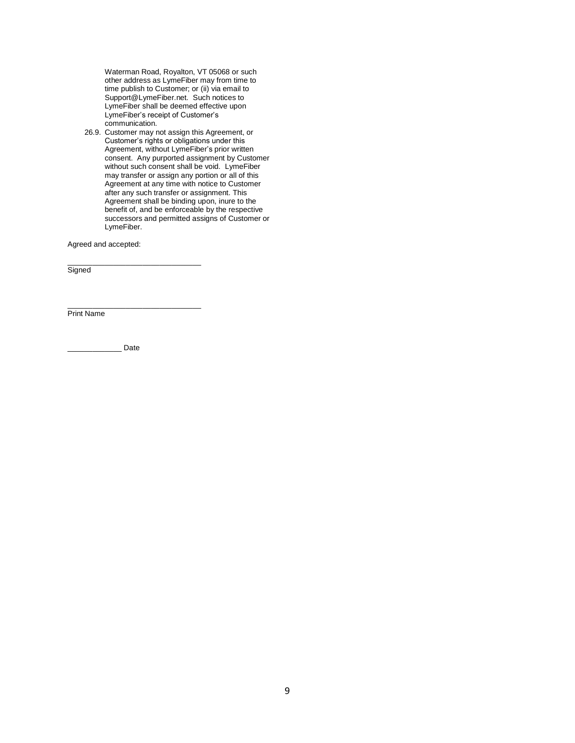Waterman Road, Royalton, VT 05068 or such other address as LymeFiber may from time to time publish to Customer; or (ii) via email to Support@LymeFiber.net. Such notices to LymeFiber shall be deemed effective upon LymeFiber's receipt of Customer's communication.

26.9. Customer may not assign this Agreement, or Customer's rights or obligations under this Agreement, without LymeFiber's prior written consent. Any purported assignment by Customer without such consent shall be void. LymeFiber may transfer or assign any portion or all of this Agreement at any time with notice to Customer after any such transfer or assignment. This Agreement shall be binding upon, inure to the benefit of, and be enforceable by the respective successors and permitted assigns of Customer or LymeFiber.

Agreed and accepted:

_______________________________
Signed

_______________________________
Print Name

____________ Date